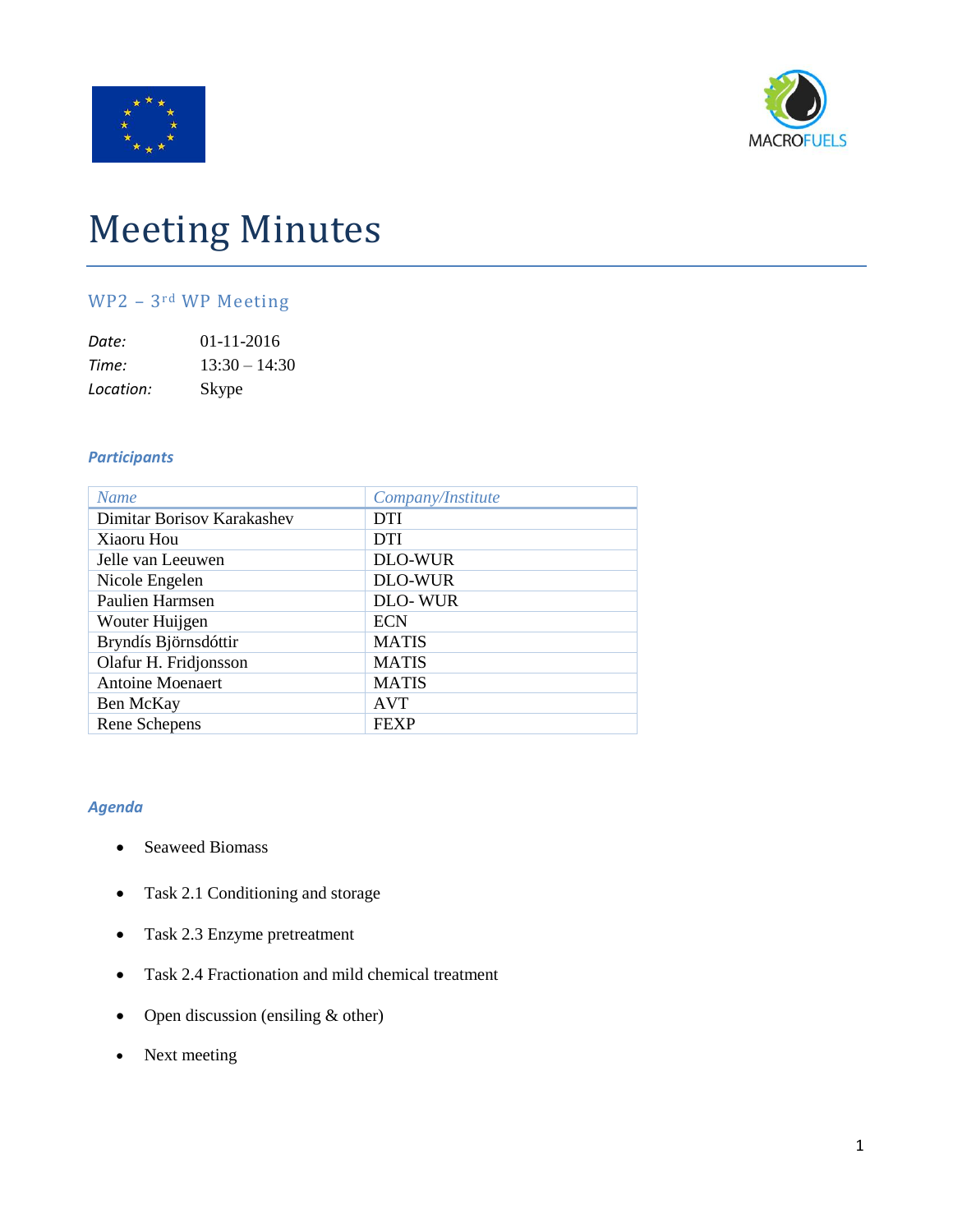# Meeting Minutes

## WP2 – 3rd WP Meeting

*Date:* 01-11-2016
*Time:* 13:30 – 14:30
*Location:* Skype

### Participants

| Name | Company/Institute |
|---|---|
| Dimitar Borisov Karakashev | DTI |
| Xiaoru Hou | DTI |
| Jelle van Leeuwen | DLO-WUR |
| Nicole Engelen | DLO-WUR |
| Paulien Harmsen | DLO- WUR |
| Wouter Huijgen | ECN |
| Bryndís Björnsdóttir | MATIS |
| Olafur H. Fridjonsson | MATIS |
| Antoine Moenaert | MATIS |
| Ben McKay | AVT |
| Rene Schepens | FEXP |

### Agenda

- Seaweed Biomass
- Task 2.1 Conditioning and storage
- Task 2.3 Enzyme pretreatment
- Task 2.4 Fractionation and mild chemical treatment
- Open discussion (ensiling & other)
- Next meeting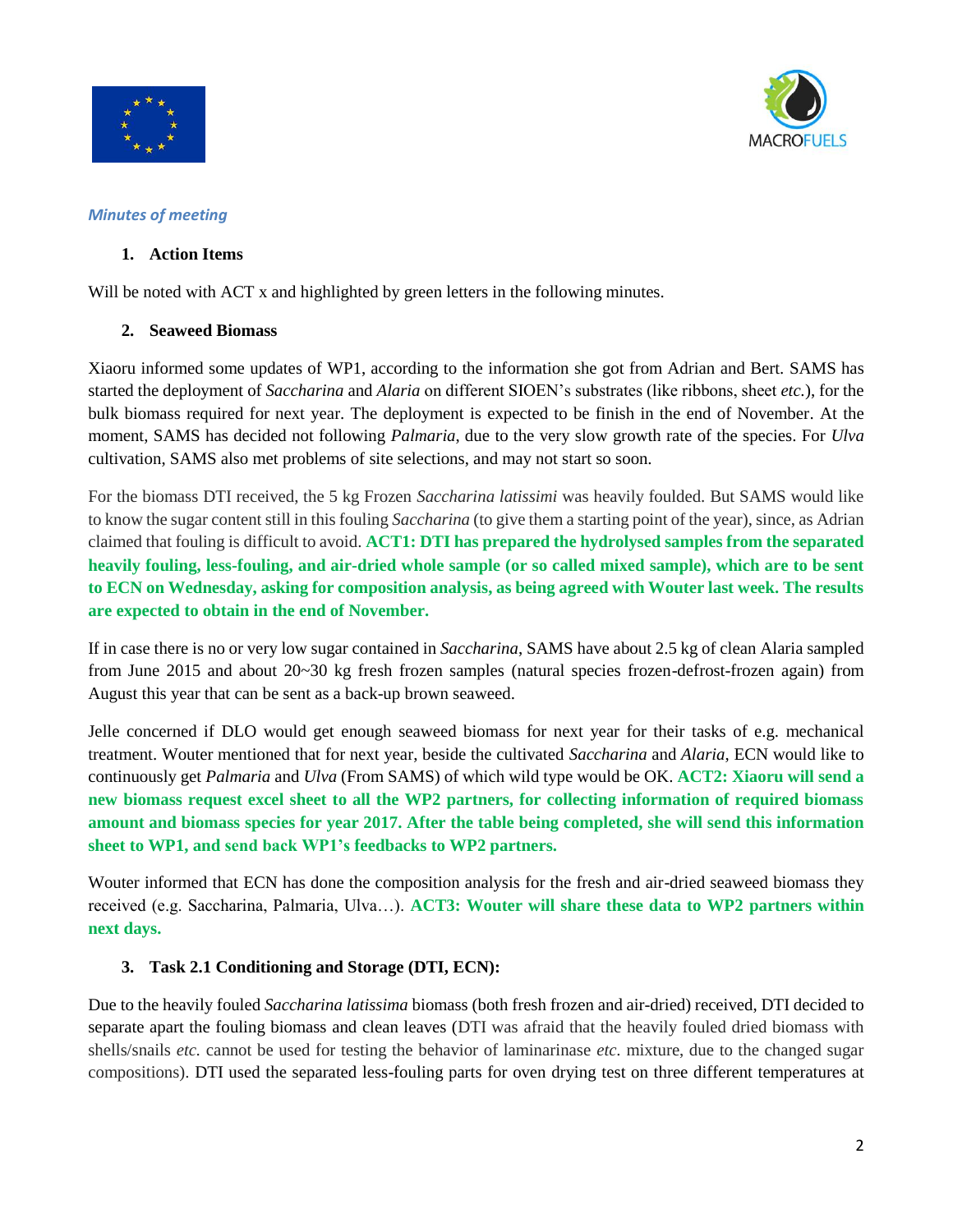*Minutes of meeting*

1. **Action Items**

Will be noted with ACT x and highlighted by green letters in the following minutes.

2. **Seaweed Biomass**

Xiaoru informed some updates of WP1, according to the information she got from Adrian and Bert. SAMS has started the deployment of *Saccharina* and *Alaria* on different SIOEN's substrates (like ribbons, sheet *etc.*), for the bulk biomass required for next year. The deployment is expected to be finish in the end of November. At the moment, SAMS has decided not following *Palmaria*, due to the very slow growth rate of the species. For *Ulva* cultivation, SAMS also met problems of site selections, and may not start so soon.

For the biomass DTI received, the 5 kg Frozen *Saccharina latissimi* was heavily foulded. But SAMS would like to know the sugar content still in this fouling *Saccharina* (to give them a starting point of the year), since, as Adrian claimed that fouling is difficult to avoid. **ACT1: DTI has prepared the hydrolysed samples from the separated heavily fouling, less-fouling, and air-dried whole sample (or so called mixed sample), which are to be sent to ECN on Wednesday, asking for composition analysis, as being agreed with Wouter last week. The results are expected to obtain in the end of November.**

If in case there is no or very low sugar contained in *Saccharina*, SAMS have about 2.5 kg of clean Alaria sampled from June 2015 and about 20~30 kg fresh frozen samples (natural species frozen-defrost-frozen again) from August this year that can be sent as a back-up brown seaweed.

Jelle concerned if DLO would get enough seaweed biomass for next year for their tasks of e.g. mechanical treatment. Wouter mentioned that for next year, beside the cultivated *Saccharina* and *Alaria*, ECN would like to continuously get *Palmaria* and *Ulva* (From SAMS) of which wild type would be OK. **ACT2: Xiaoru will send a new biomass request excel sheet to all the WP2 partners, for collecting information of required biomass amount and biomass species for year 2017. After the table being completed, she will send this information sheet to WP1, and send back WP1's feedbacks to WP2 partners.**

Wouter informed that ECN has done the composition analysis for the fresh and air-dried seaweed biomass they received (e.g. Saccharina, Palmaria, Ulva…). **ACT3: Wouter will share these data to WP2 partners within next days.**

3. **Task 2.1 Conditioning and Storage (DTI, ECN):**

Due to the heavily fouled *Saccharina latissima* biomass (both fresh frozen and air-dried) received, DTI decided to separate apart the fouling biomass and clean leaves (DTI was afraid that the heavily fouled dried biomass with shells/snails *etc.* cannot be used for testing the behavior of laminarinase *etc.* mixture, due to the changed sugar compositions). DTI used the separated less-fouling parts for oven drying test on three different temperatures at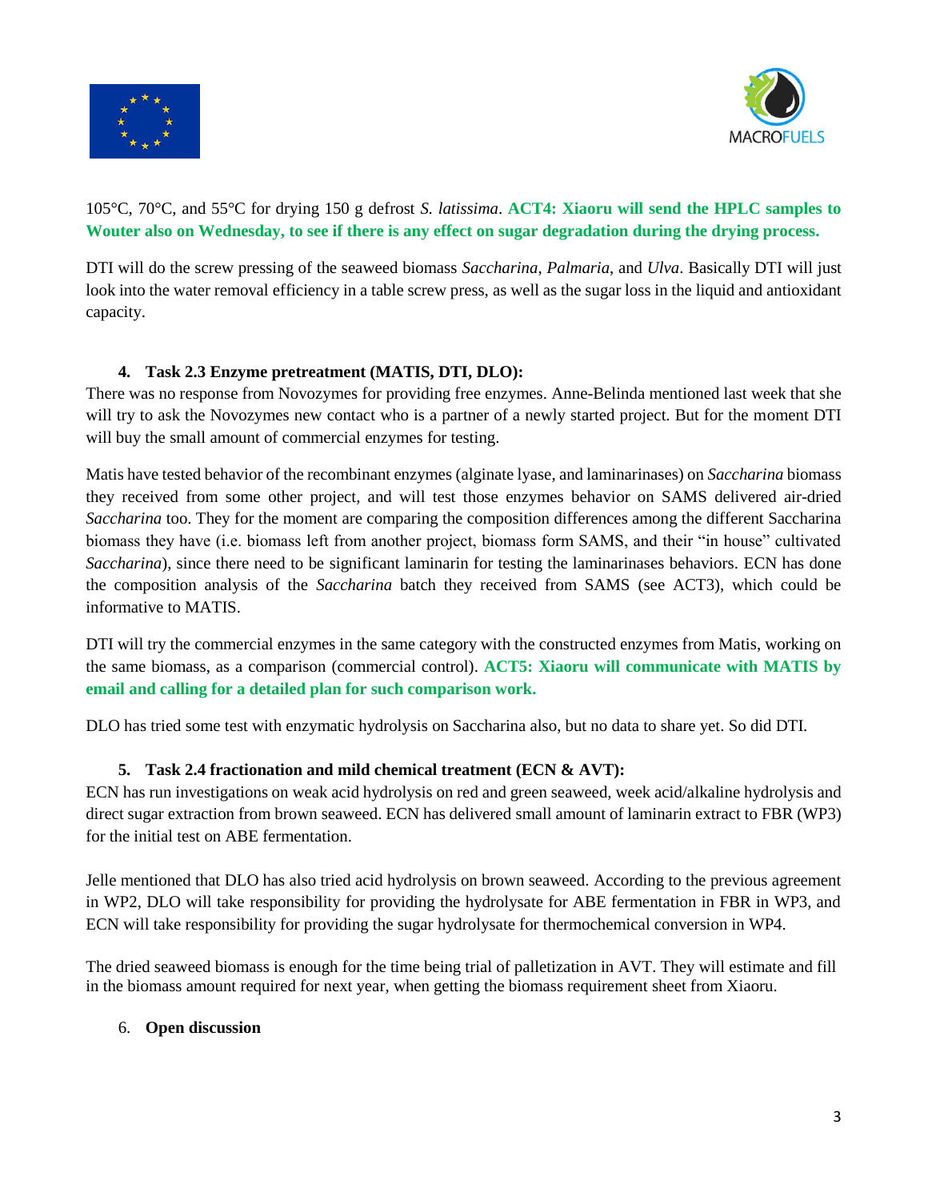105°C, 70°C, and 55°C for drying 150 g defrost *S. latissima*. **ACT4: Xiaoru will send the HPLC samples to Wouter also on Wednesday, to see if there is any effect on sugar degradation during the drying process.**

DTI will do the screw pressing of the seaweed biomass *Saccharina*, *Palmaria*, and *Ulva*. Basically DTI will just look into the water removal efficiency in a table screw press, as well as the sugar loss in the liquid and antioxidant capacity.

4. **Task 2.3 Enzyme pretreatment (MATIS, DTI, DLO):**

There was no response from Novozymes for providing free enzymes. Anne-Belinda mentioned last week that she will try to ask the Novozymes new contact who is a partner of a newly started project. But for the moment DTI will buy the small amount of commercial enzymes for testing.

Matis have tested behavior of the recombinant enzymes (alginate lyase, and laminarinases) on *Saccharina* biomass they received from some other project, and will test those enzymes behavior on SAMS delivered air-dried *Saccharina* too. They for the moment are comparing the composition differences among the different Saccharina biomass they have (i.e. biomass left from another project, biomass form SAMS, and their "in house" cultivated *Saccharina*), since there need to be significant laminarin for testing the laminarinases behaviors. ECN has done the composition analysis of the *Saccharina* batch they received from SAMS (see ACT3), which could be informative to MATIS.

DTI will try the commercial enzymes in the same category with the constructed enzymes from Matis, working on the same biomass, as a comparison (commercial control). **ACT5: Xiaoru will communicate with MATIS by email and calling for a detailed plan for such comparison work.**

DLO has tried some test with enzymatic hydrolysis on Saccharina also, but no data to share yet. So did DTI.

5. **Task 2.4 fractionation and mild chemical treatment (ECN & AVT):**

ECN has run investigations on weak acid hydrolysis on red and green seaweed, week acid/alkaline hydrolysis and direct sugar extraction from brown seaweed. ECN has delivered small amount of laminarin extract to FBR (WP3) for the initial test on ABE fermentation.

Jelle mentioned that DLO has also tried acid hydrolysis on brown seaweed. According to the previous agreement in WP2, DLO will take responsibility for providing the hydrolysate for ABE fermentation in FBR in WP3, and ECN will take responsibility for providing the sugar hydrolysate for thermochemical conversion in WP4.

The dried seaweed biomass is enough for the time being trial of palletization in AVT. They will estimate and fill in the biomass amount required for next year, when getting the biomass requirement sheet from Xiaoru.

6. **Open discussion**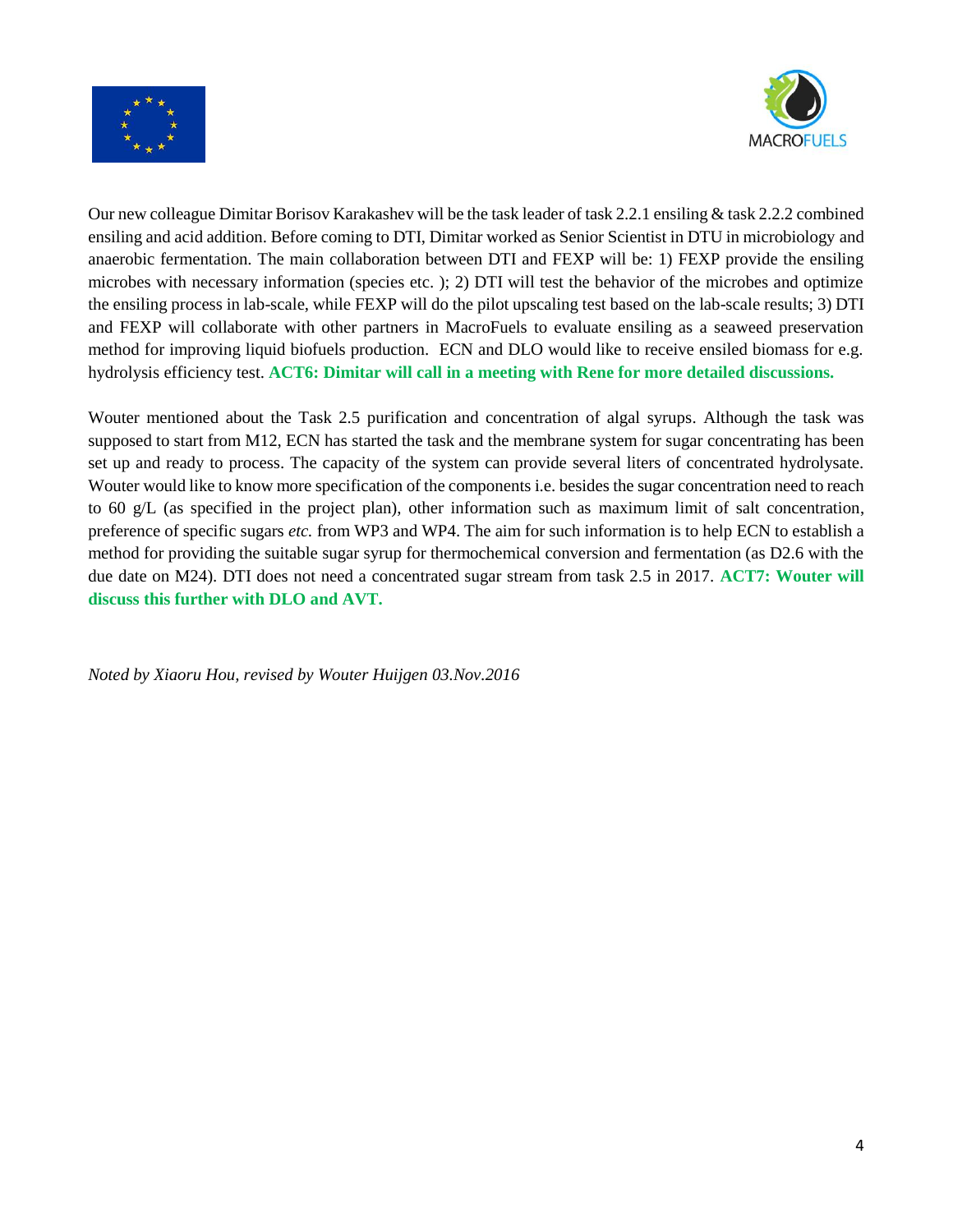Our new colleague Dimitar Borisov Karakashev will be the task leader of task 2.2.1 ensiling & task 2.2.2 combined ensiling and acid addition. Before coming to DTI, Dimitar worked as Senior Scientist in DTU in microbiology and anaerobic fermentation. The main collaboration between DTI and FEXP will be: 1) FEXP provide the ensiling microbes with necessary information (species etc. ); 2) DTI will test the behavior of the microbes and optimize the ensiling process in lab-scale, while FEXP will do the pilot upscaling test based on the lab-scale results; 3) DTI and FEXP will collaborate with other partners in MacroFuels to evaluate ensiling as a seaweed preservation method for improving liquid biofuels production. ECN and DLO would like to receive ensiled biomass for e.g. hydrolysis efficiency test. **ACT6: Dimitar will call in a meeting with Rene for more detailed discussions.**

Wouter mentioned about the Task 2.5 purification and concentration of algal syrups. Although the task was supposed to start from M12, ECN has started the task and the membrane system for sugar concentrating has been set up and ready to process. The capacity of the system can provide several liters of concentrated hydrolysate. Wouter would like to know more specification of the components i.e. besides the sugar concentration need to reach to 60 g/L (as specified in the project plan), other information such as maximum limit of salt concentration, preference of specific sugars *etc.* from WP3 and WP4. The aim for such information is to help ECN to establish a method for providing the suitable sugar syrup for thermochemical conversion and fermentation (as D2.6 with the due date on M24). DTI does not need a concentrated sugar stream from task 2.5 in 2017. **ACT7: Wouter will discuss this further with DLO and AVT.**

*Noted by Xiaoru Hou, revised by Wouter Huijgen 03.Nov.2016*